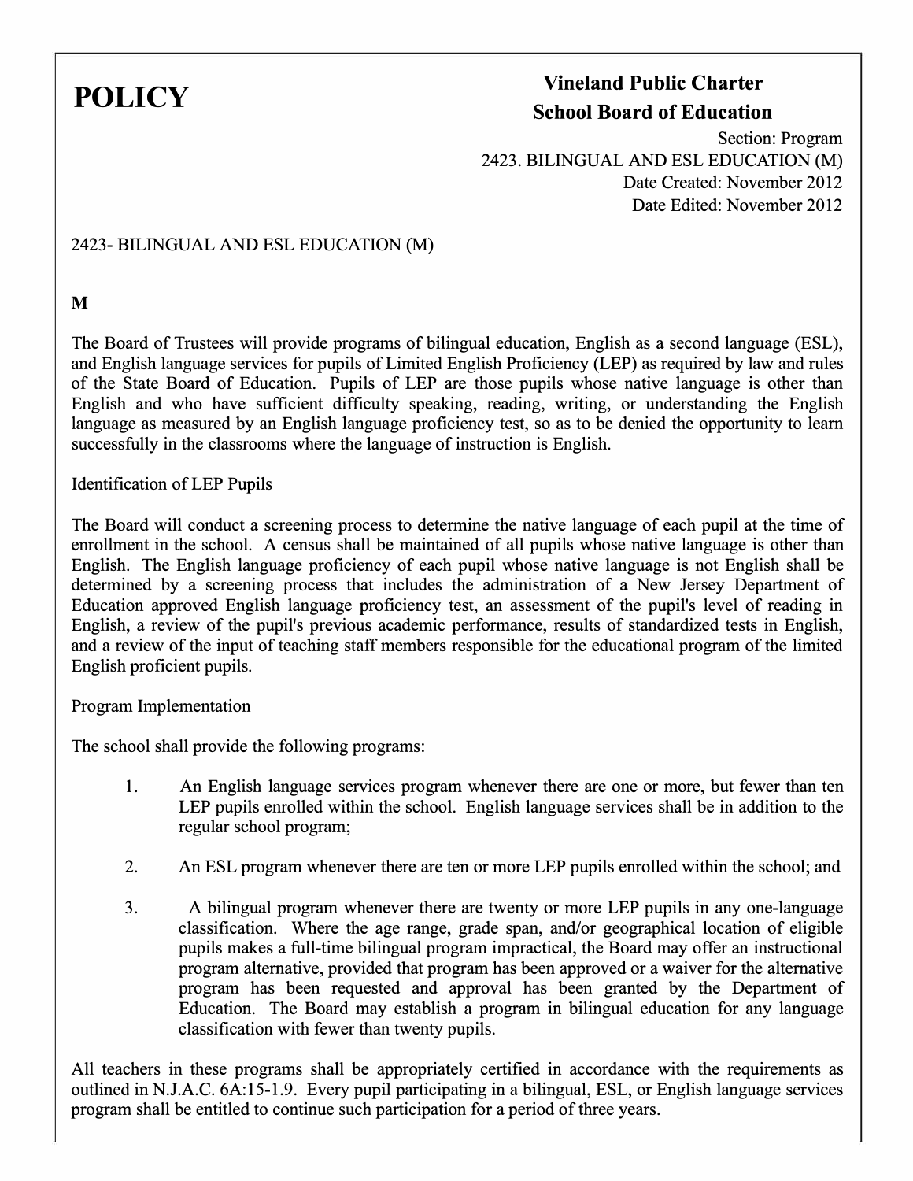# POLICY

## Vineland Public Charter School Board of Education

Section: Program
2423. BILINGUAL AND ESL EDUCATION (M)
Date Created: November 2012
Date Edited: November 2012

2423- BILINGUAL AND ESL EDUCATION (M)

**M**

The Board of Trustees will provide programs of bilingual education, English as a second language (ESL), and English language services for pupils of Limited English Proficiency (LEP) as required by law and rules of the State Board of Education. Pupils of LEP are those pupils whose native language is other than English and who have sufficient difficulty speaking, reading, writing, or understanding the English language as measured by an English language proficiency test, so as to be denied the opportunity to learn successfully in the classrooms where the language of instruction is English.

Identification of LEP Pupils

The Board will conduct a screening process to determine the native language of each pupil at the time of enrollment in the school. A census shall be maintained of all pupils whose native language is other than English. The English language proficiency of each pupil whose native language is not English shall be determined by a screening process that includes the administration of a New Jersey Department of Education approved English language proficiency test, an assessment of the pupil's level of reading in English, a review of the pupil's previous academic performance, results of standardized tests in English, and a review of the input of teaching staff members responsible for the educational program of the limited English proficient pupils.

Program Implementation

The school shall provide the following programs:

1. An English language services program whenever there are one or more, but fewer than ten LEP pupils enrolled within the school. English language services shall be in addition to the regular school program;

2. An ESL program whenever there are ten or more LEP pupils enrolled within the school; and

3. A bilingual program whenever there are twenty or more LEP pupils in any one-language classification. Where the age range, grade span, and/or geographical location of eligible pupils makes a full-time bilingual program impractical, the Board may offer an instructional program alternative, provided that program has been approved or a waiver for the alternative program has been requested and approval has been granted by the Department of Education. The Board may establish a program in bilingual education for any language classification with fewer than twenty pupils.

All teachers in these programs shall be appropriately certified in accordance with the requirements as outlined in N.J.A.C. 6A:15-1.9. Every pupil participating in a bilingual, ESL, or English language services program shall be entitled to continue such participation for a period of three years.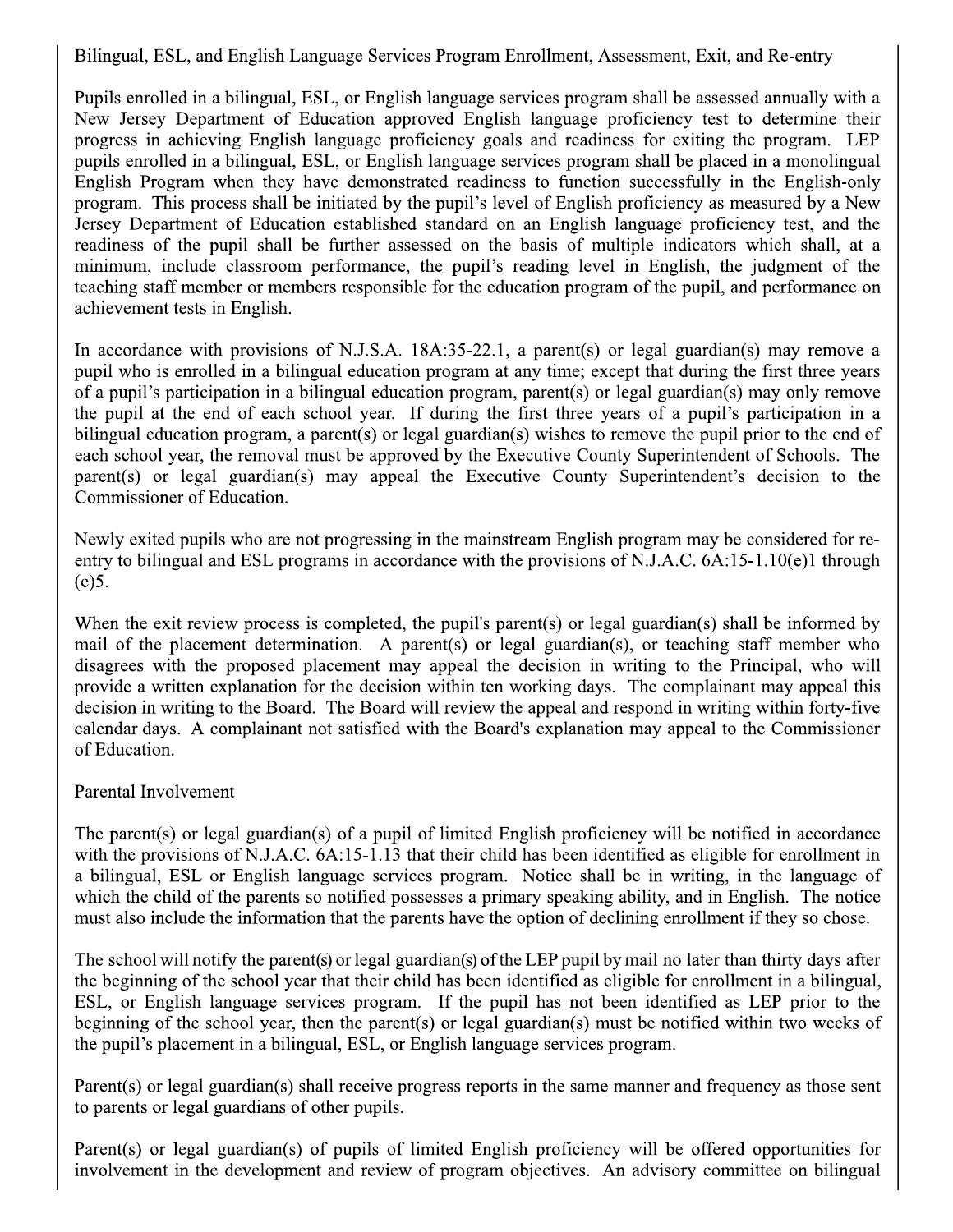Bilingual, ESL, and English Language Services Program Enrollment, Assessment, Exit, and Re-entry

Pupils enrolled in a bilingual, ESL, or English language services program shall be assessed annually with a New Jersey Department of Education approved English language proficiency test to determine their progress in achieving English language proficiency goals and readiness for exiting the program. LEP pupils enrolled in a bilingual, ESL, or English language services program shall be placed in a monolingual English Program when they have demonstrated readiness to function successfully in the English-only program. This process shall be initiated by the pupil's level of English proficiency as measured by a New Jersey Department of Education established standard on an English language proficiency test, and the readiness of the pupil shall be further assessed on the basis of multiple indicators which shall, at a minimum, include classroom performance, the pupil's reading level in English, the judgment of the teaching staff member or members responsible for the education program of the pupil, and performance on achievement tests in English.

In accordance with provisions of N.J.S.A. 18A:35-22.1, a parent(s) or legal guardian(s) may remove a pupil who is enrolled in a bilingual education program at any time; except that during the first three years of a pupil's participation in a bilingual education program, parent(s) or legal guardian(s) may only remove the pupil at the end of each school year. If during the first three years of a pupil's participation in a bilingual education program, a parent(s) or legal guardian(s) wishes to remove the pupil prior to the end of each school year, the removal must be approved by the Executive County Superintendent of Schools. The parent(s) or legal guardian(s) may appeal the Executive County Superintendent's decision to the Commissioner of Education.

Newly exited pupils who are not progressing in the mainstream English program may be considered for re-entry to bilingual and ESL programs in accordance with the provisions of N.J.A.C. 6A:15-1.10(e)1 through (e)5.

When the exit review process is completed, the pupil's parent(s) or legal guardian(s) shall be informed by mail of the placement determination. A parent(s) or legal guardian(s), or teaching staff member who disagrees with the proposed placement may appeal the decision in writing to the Principal, who will provide a written explanation for the decision within ten working days. The complainant may appeal this decision in writing to the Board. The Board will review the appeal and respond in writing within forty-five calendar days. A complainant not satisfied with the Board's explanation may appeal to the Commissioner of Education.

Parental Involvement

The parent(s) or legal guardian(s) of a pupil of limited English proficiency will be notified in accordance with the provisions of N.J.A.C. 6A:15-1.13 that their child has been identified as eligible for enrollment in a bilingual, ESL or English language services program. Notice shall be in writing, in the language of which the child of the parents so notified possesses a primary speaking ability, and in English. The notice must also include the information that the parents have the option of declining enrollment if they so chose.

The school will notify the parent(s) or legal guardian(s) of the LEP pupil by mail no later than thirty days after the beginning of the school year that their child has been identified as eligible for enrollment in a bilingual, ESL, or English language services program. If the pupil has not been identified as LEP prior to the beginning of the school year, then the parent(s) or legal guardian(s) must be notified within two weeks of the pupil's placement in a bilingual, ESL, or English language services program.

Parent(s) or legal guardian(s) shall receive progress reports in the same manner and frequency as those sent to parents or legal guardians of other pupils.

Parent(s) or legal guardian(s) of pupils of limited English proficiency will be offered opportunities for involvement in the development and review of program objectives. An advisory committee on bilingual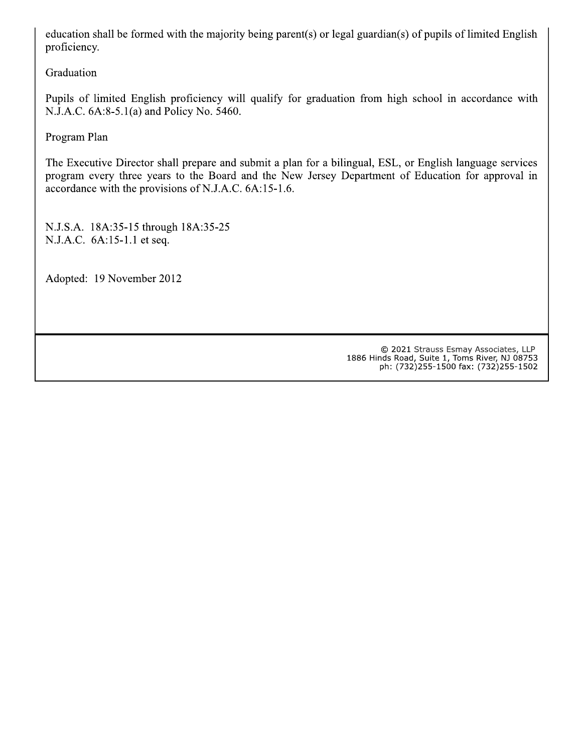education shall be formed with the majority being parent(s) or legal guardian(s) of pupils of limited English proficiency.

Graduation

Pupils of limited English proficiency will qualify for graduation from high school in accordance with N.J.A.C. 6A:8-5.1(a) and Policy No. 5460.

Program Plan

The Executive Director shall prepare and submit a plan for a bilingual, ESL, or English language services program every three years to the Board and the New Jersey Department of Education for approval in accordance with the provisions of N.J.A.C. 6A:15-1.6.

N.J.S.A. 18A:35-15 through 18A:35-25
N.J.A.C. 6A:15-1.1 et seq.

Adopted: 19 November 2012

© 2021 Strauss Esmay Associates, LLP
1886 Hinds Road, Suite 1, Toms River, NJ 08753
ph: (732)255-1500 fax: (732)255-1502